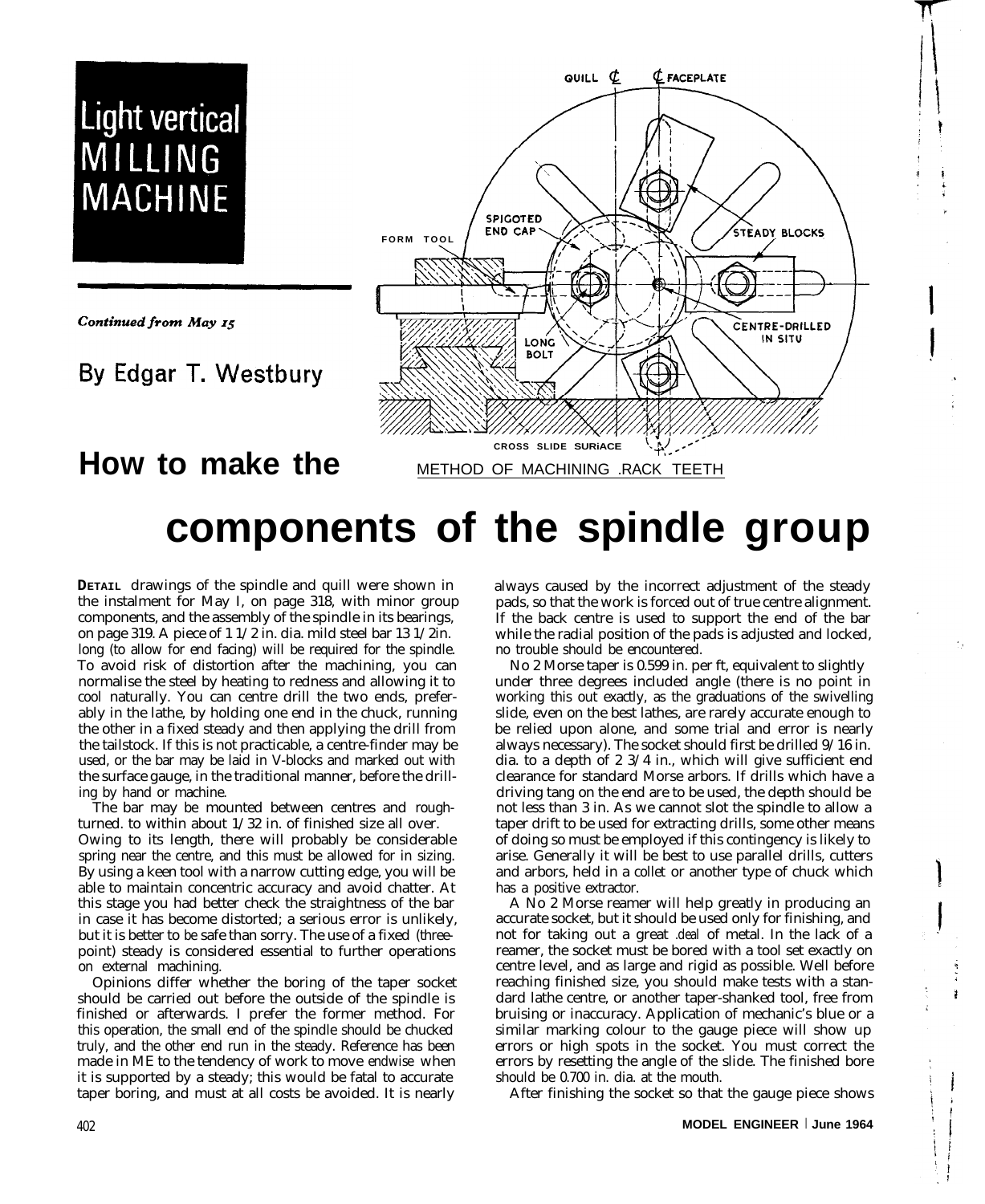# Light vertical MILLING MACHINE

*Continued from May 15*

By Edgar T. Westbury

## How to make the components of the spindle group

METHOD OF MACHINING RACK TEETH

**DETAIL** drawings of the spindle and quill were shown in the instalment for May 1, on page 318, with minor group components, and the assembly of the spindle in its bearings, on page 319. A piece of 1 1/2 in. dia. mild steel bar 13 1/2in. long (to allow for end facing) will be required for the spindle. To avoid risk of distortion after the machining, you can normalise the steel by heating to redness and allowing it to cool naturally. You can centre drill the two ends, preferably in the lathe, by holding one end in the chuck, running the other in a fixed steady and then applying the drill from the tailstock. If this is not practicable, a centre-finder may be used, or the bar may be laid in V-blocks and marked out with the surface gauge, in the traditional manner, before the drilling by hand or machine.

The bar may be mounted between centres and rough-turned. to within about 1/32 in. of finished size all over. Owing to its length, there will probably be considerable spring near the centre, and this must be allowed for in sizing. By using a keen tool with a narrow cutting edge, you will be able to maintain concentric accuracy and avoid chatter. At this stage you had better check the straightness of the bar in case it has become distorted; a serious error is unlikely, but it is better to be safe than sorry. The use of a fixed (three-point) steady is considered essential to further operations on external machining.

Opinions differ whether the boring of the taper socket should be carried out before the outside of the spindle is finished or afterwards. I prefer the former method. For this operation, the small end of the spindle should be chucked truly, and the other end run in the steady. Reference has been made in ME to the tendency of work to move endwise when it is supported by a steady; this would be fatal to accurate taper boring, and must at all costs be avoided. It is nearly always caused by the incorrect adjustment of the steady pads, so that the work is forced out of true centre alignment. If the back centre is used to support the end of the bar while the radial position of the pads is adjusted and locked, no trouble should be encountered.

No 2 Morse taper is 0.599 in. per ft, equivalent to slightly under three degrees included angle (there is no point in working this out exactly, as the graduations of the swivelling slide, even on the best lathes, are rarely accurate enough to be relied upon alone, and some trial and error is nearly always necessary). The socket should first be drilled 9/16 in. dia. to a depth of 2 3/4 in., which will give sufficient end clearance for standard Morse arbors. If drills which have a driving tang on the end are to be used, the depth should be not less than 3 in. As we cannot slot the spindle to allow a taper drift to be used for extracting drills, some other means of doing so must be employed if this contingency is likely to arise. Generally it will be best to use parallel drills, cutters and arbors, held in a collet or another type of chuck which has a positive extractor.

A No 2 Morse reamer will help greatly in producing an accurate socket, but it should be used only for finishing, and not for taking out a great deal of metal. In the lack of a reamer, the socket must be bored with a tool set exactly on centre level, and as large and rigid as possible. Well before reaching finished size, you should make tests with a standard lathe centre, or another taper-shanked tool, free from bruising or inaccuracy. Application of mechanic's blue or a similar marking colour to the gauge piece will show up errors or high spots in the socket. You must correct the errors by resetting the angle of the slide. The finished bore should be 0.700 in. dia. at the mouth.

After finishing the socket so that the gauge piece shows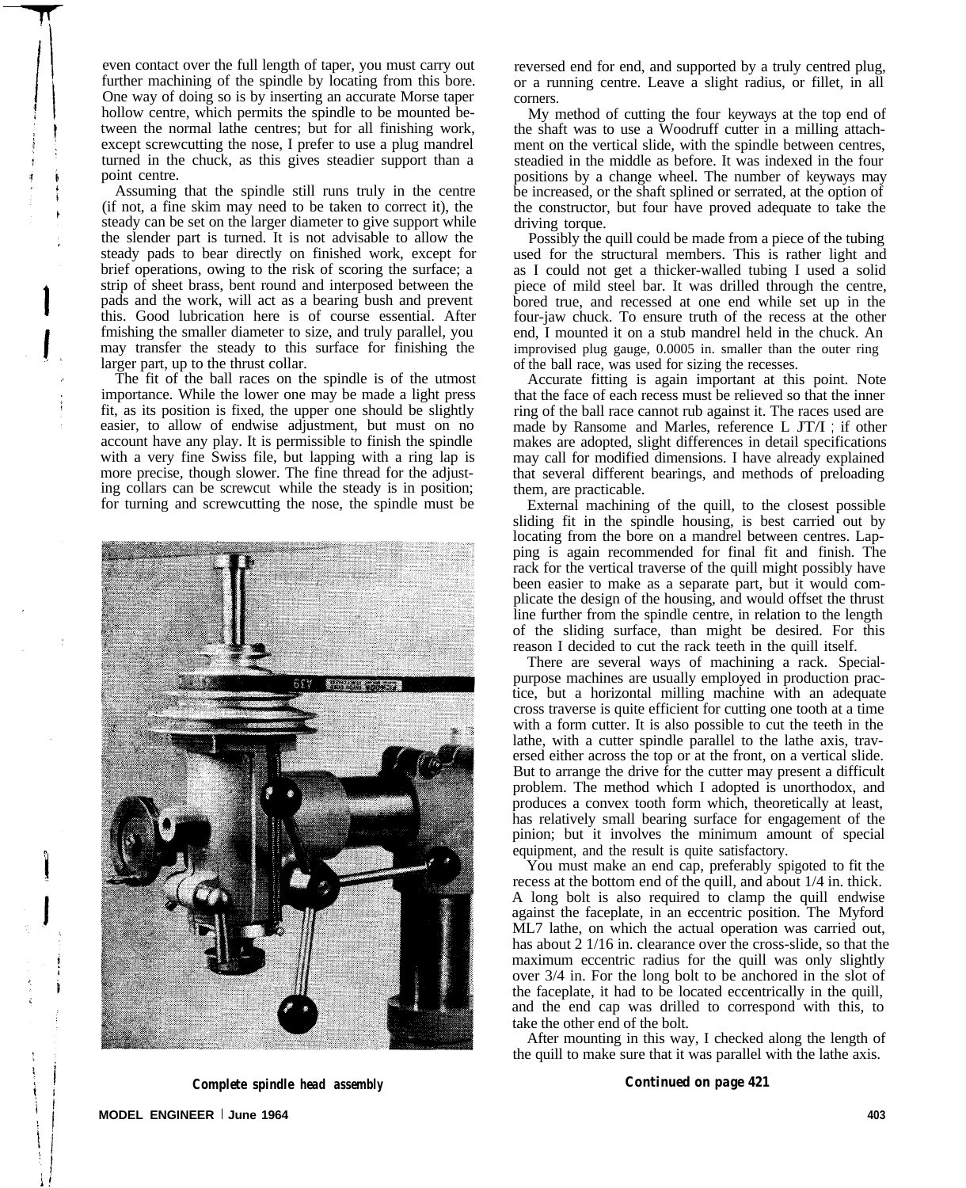even contact over the full length of taper, you must carry out further machining of the spindle by locating from this bore. One way of doing so is by inserting an accurate Morse taper hollow centre, which permits the spindle to be mounted between the normal lathe centres; but for all finishing work, except screwcutting the nose, I prefer to use a plug mandrel turned in the chuck, as this gives steadier support than a point centre.

Assuming that the spindle still runs truly in the centre (if not, a fine skim may need to be taken to correct it), the steady can be set on the larger diameter to give support while the slender part is turned. It is not advisable to allow the steady pads to bear directly on finished work, except for brief operations, owing to the risk of scoring the surface; a strip of sheet brass, bent round and interposed between the pads and the work, will act as a bearing bush and prevent this. Good lubrication here is of course essential. After fmishing the smaller diameter to size, and truly parallel, you may transfer the steady to this surface for finishing the larger part, up to the thrust collar.

The fit of the ball races on the spindle is of the utmost importance. While the lower one may be made a light press fit, as its position is fixed, the upper one should be slightly easier, to allow of endwise adjustment, but must on no account have any play. It is permissible to finish the spindle with a very fine Swiss file, but lapping with a ring lap is more precise, though slower. The fine thread for the adjusting collars can be screwcut while the steady is in position; for turning and screwcutting the nose, the spindle must be reversed end for end, and supported by a truly centred plug, or a running centre. Leave a slight radius, or fillet, in all corners.

My method of cutting the four keyways at the top end of the shaft was to use a Woodruff cutter in a milling attachment on the vertical slide, with the spindle between centres, steadied in the middle as before. It was indexed in the four positions by a change wheel. The number of keyways may be increased, or the shaft splined or serrated, at the option of the constructor, but four have proved adequate to take the driving torque.

Possibly the quill could be made from a piece of the tubing used for the structural members. This is rather light and as I could not get a thicker-walled tubing I used a solid piece of mild steel bar. It was drilled through the centre, bored true, and recessed at one end while set up in the four-jaw chuck. To ensure truth of the recess at the other end, I mounted it on a stub mandrel held in the chuck. An improvised plug gauge, 0.0005 in. smaller than the outer ring of the ball race, was used for sizing the recesses.

Accurate fitting is again important at this point. Note that the face of each recess must be relieved so that the inner ring of the ball race cannot rub against it. The races used are made by Ransome and Marles, reference L JT/I ; if other makes are adopted, slight differences in detail specifications may call for modified dimensions. I have already explained that several different bearings, and methods of preloading them, are practicable.

External machining of the quill, to the closest possible sliding fit in the spindle housing, is best carried out by locating from the bore on a mandrel between centres. Lapping is again recommended for final fit and finish. The rack for the vertical traverse of the quill might possibly have been easier to make as a separate part, but it would complicate the design of the housing, and would offset the thrust line further from the spindle centre, in relation to the length of the sliding surface, than might be desired. For this reason I decided to cut the rack teeth in the quill itself.

There are several ways of machining a rack. Special-purpose machines are usually employed in production practice, but a horizontal milling machine with an adequate cross traverse is quite efficient for cutting one tooth at a time with a form cutter. It is also possible to cut the teeth in the lathe, with a cutter spindle parallel to the lathe axis, traversed either across the top or at the front, on a vertical slide. But to arrange the drive for the cutter may present a difficult problem. The method which I adopted is unorthodox, and produces a convex tooth form which, theoretically at least, has relatively small bearing surface for engagement of the pinion; but it involves the minimum amount of special equipment, and the result is quite satisfactory.

You must make an end cap, preferably spigoted to fit the recess at the bottom end of the quill, and about 1/4 in. thick. A long bolt is also required to clamp the quill endwise against the faceplate, in an eccentric position. The Myford ML7 lathe, on which the actual operation was carried out, has about 2 1/16 in. clearance over the cross-slide, so that the maximum eccentric radius for the quill was only slightly over 3/4 in. For the long bolt to be anchored in the slot of the faceplate, it had to be located eccentrically in the quill, and the end cap was drilled to correspond with this, to take the other end of the bolt.

After mounting in this way, I checked along the length of the quill to make sure that it was parallel with the lathe axis.

**Continued on page 421**

**Complete spindle head assembly**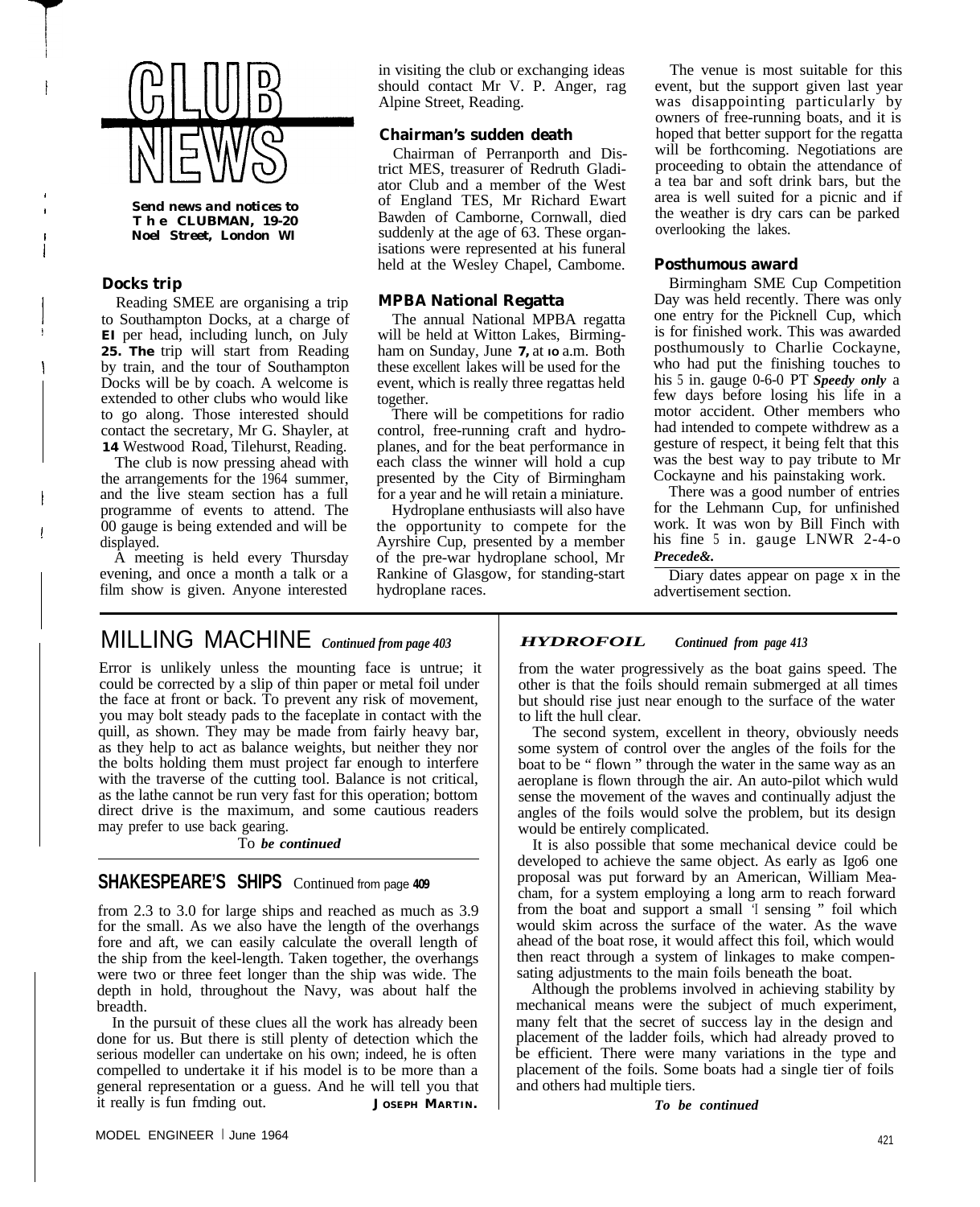# CLUB NEWS

**Send news and notices to The CLUBMAN, 19-20 Noel Street, London WI**

## Docks trip

Reading SMEE are organising a trip to Southampton Docks, at a charge of **EI** per head, including lunch, on July **25. The** trip will start from Reading by train, and the tour of Southampton Docks will be by coach. A welcome is extended to other clubs who would like to go along. Those interested should contact the secretary, Mr G. Shayler, at **14** Westwood Road, Tilehurst, Reading.

The club is now pressing ahead with the arrangements for the 1964 summer, and the live steam section has a full programme of events to attend. The 00 gauge is being extended and will be displayed.

A meeting is held every Thursday evening, and once a month a talk or a film show is given. Anyone interested in visiting the club or exchanging ideas should contact Mr V. P. Anger, rag Alpine Street, Reading.

## Chairman's sudden death

Chairman of Perranporth and District MES, treasurer of Redruth Gladiator Club and a member of the West of England TES, Mr Richard Ewart Bawden of Camborne, Cornwall, died suddenly at the age of 63. These organisations were represented at his funeral held at the Wesley Chapel, Cambome.

## MPBA National Regatta

The annual National MPBA regatta will be held at Witton Lakes, Birmingham on Sunday, June **7,** at **IO** a.m. Both these excellent lakes will be used for the event, which is really three regattas held together.

There will be competitions for radio control, free-running craft and hydroplanes, and for the beat performance in each class the winner will hold a cup presented by the City of Birmingham for a year and he will retain a miniature.

Hydroplane enthusiasts will also have the opportunity to compete for the Ayrshire Cup, presented by a member of the pre-war hydroplane school, Mr Rankine of Glasgow, for standing-start hydroplane races.

The venue is most suitable for this event, but the support given last year was disappointing particularly by owners of free-running boats, and it is hoped that better support for the regatta will be forthcoming. Negotiations are proceeding to obtain the attendance of a tea bar and soft drink bars, but the area is well suited for a picnic and if the weather is dry cars can be parked overlooking the lakes.

## Posthumous award

Birmingham SME Cup Competition Day was held recently. There was only one entry for the Picknell Cup, which is for finished work. This was awarded posthumously to Charlie Cockayne, who had put the finishing touches to his 5 in. gauge 0-6-0 PT ***Speedy only*** a few days before losing his life in a motor accident. Other members who had intended to compete withdrew as a gesture of respect, it being felt that this was the best way to pay tribute to Mr Cockayne and his painstaking work.

There was a good number of entries for the Lehmann Cup, for unfinished work. It was won by Bill Finch with his fine 5 in. gauge LNWR 2-4-o ***Precede&.***

Diary dates appear on page x in the advertisement section.

---

## MILLING MACHINE *Continued from page 403*

Error is unlikely unless the mounting face is untrue; it could be corrected by a slip of thin paper or metal foil under the face at front or back. To prevent any risk of movement, you may bolt steady pads to the faceplate in contact with the quill, as shown. They may be made from fairly heavy bar, as they help to act as balance weights, but neither they nor the bolts holding them must project far enough to interfere with the traverse of the cutting tool. Balance is not critical, as the lathe cannot be run very fast for this operation; bottom direct drive is the maximum, and some cautious readers may prefer to use back gearing.

To *be continued*

## SHAKESPEARE'S SHIPS Continued from page 409

from 2.3 to 3.0 for large ships and reached as much as 3.9 for the small. As we also have the length of the overhangs fore and aft, we can easily calculate the overall length of the ship from the keel-length. Taken together, the overhangs were two or three feet longer than the ship was wide. The depth in hold, throughout the Navy, was about half the breadth.

In the pursuit of these clues all the work has already been done for us. But there is still plenty of detection which the serious modeller can undertake on his own; indeed, he is often compelled to undertake it if his model is to be more than a general representation or a guess. And he will tell you that it really is fun fmding out. **JOSEPH MARTIN.**

## *HYDROFOIL* *Continued from page 413*

from the water progressively as the boat gains speed. The other is that the foils should remain submerged at all times but should rise just near enough to the surface of the water to lift the hull clear.

The second system, excellent in theory, obviously needs some system of control over the angles of the foils for the boat to be " flown " through the water in the same way as an aeroplane is flown through the air. An auto-pilot which wuld sense the movement of the waves and continually adjust the angles of the foils would solve the problem, but its design would be entirely complicated.

It is also possible that some mechanical device could be developed to achieve the same object. As early as Igo6 one proposal was put forward by an American, William Meacham, for a system employing a long arm to reach forward from the boat and support a small 'I sensing " foil which would skim across the surface of the water. As the wave ahead of the boat rose, it would affect this foil, which would then react through a system of linkages to make compensating adjustments to the main foils beneath the boat.

Although the problems involved in achieving stability by mechanical means were the subject of much experiment, many felt that the secret of success lay in the design and placement of the ladder foils, which had already proved to be efficient. There were many variations in the type and placement of the foils. Some boats had a single tier of foils and others had multiple tiers.

*To be continued*